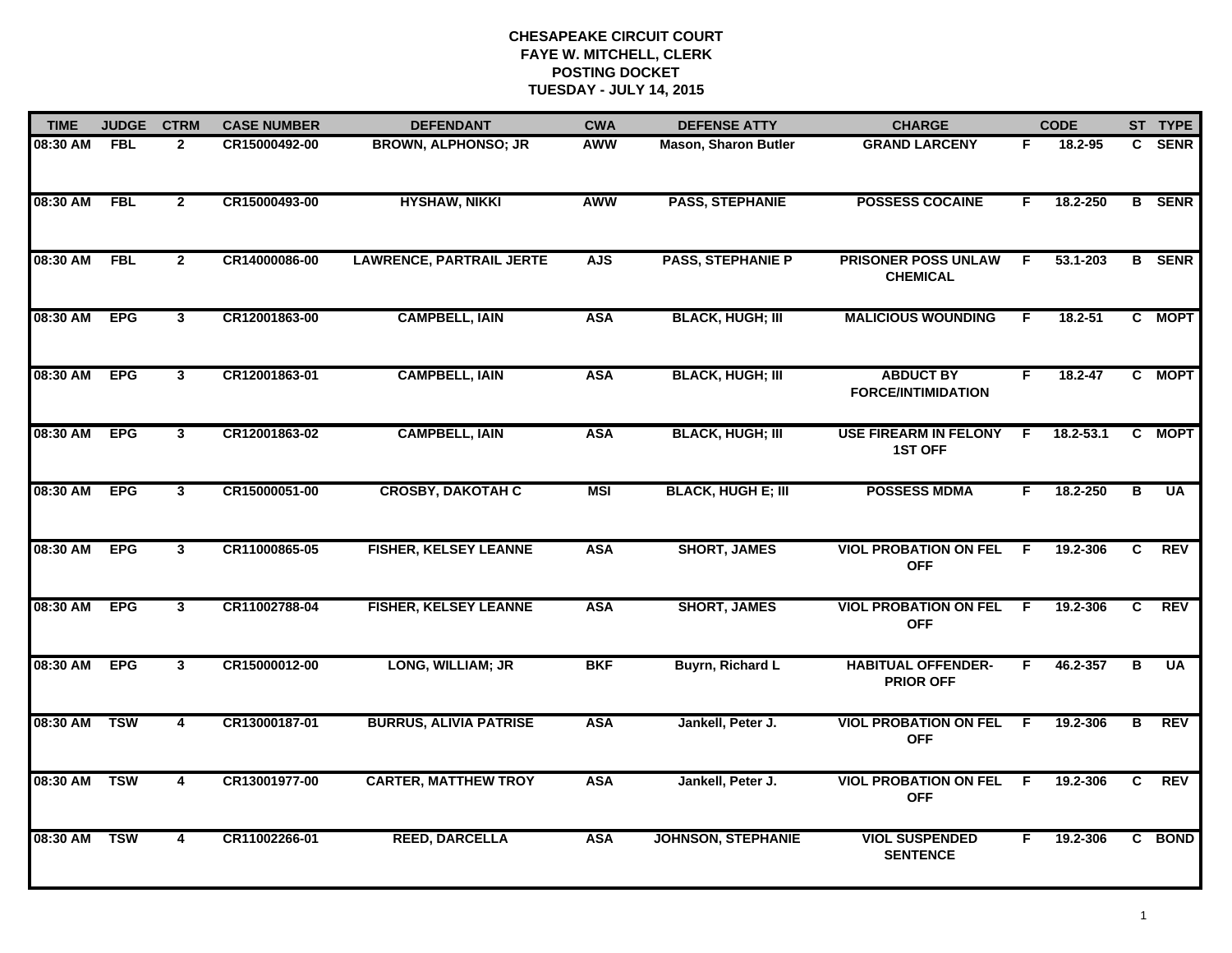**CHESAPEAKE CIRCUIT COURT**
**FAYE W. MITCHELL, CLERK**
**POSTING DOCKET**
**TUESDAY - JULY 14, 2015**

| TIME | JUDGE | CTRM | CASE NUMBER | DEFENDANT | CWA | DEFENSE ATTY | CHARGE | | CODE | ST | TYPE |
|---|---|---|---|---|---|---|---|---|---|---|---|
| 08:30 AM | FBL | 2 | CR15000492-00 | BROWN, ALPHONSO; JR | AWW | Mason, Sharon Butler | GRAND LARCENY | F | 18.2-95 | C | SENR |
| 08:30 AM | FBL | 2 | CR15000493-00 | HYSHAW, NIKKI | AWW | PASS, STEPHANIE | POSSESS COCAINE | F | 18.2-250 | B | SENR |
| 08:30 AM | FBL | 2 | CR14000086-00 | LAWRENCE, PARTRAIL JERTE | AJS | PASS, STEPHANIE P | PRISONER POSS UNLAW CHEMICAL | F | 53.1-203 | B | SENR |
| 08:30 AM | EPG | 3 | CR12001863-00 | CAMPBELL, IAIN | ASA | BLACK, HUGH; III | MALICIOUS WOUNDING | F | 18.2-51 | C | MOPT |
| 08:30 AM | EPG | 3 | CR12001863-01 | CAMPBELL, IAIN | ASA | BLACK, HUGH; III | ABDUCT BY FORCE/INTIMIDATION | F | 18.2-47 | C | MOPT |
| 08:30 AM | EPG | 3 | CR12001863-02 | CAMPBELL, IAIN | ASA | BLACK, HUGH; III | USE FIREARM IN FELONY 1ST OFF | F | 18.2-53.1 | C | MOPT |
| 08:30 AM | EPG | 3 | CR15000051-00 | CROSBY, DAKOTAH C | MSI | BLACK, HUGH E; III | POSSESS MDMA | F | 18.2-250 | B | UA |
| 08:30 AM | EPG | 3 | CR11000865-05 | FISHER, KELSEY LEANNE | ASA | SHORT, JAMES | VIOL PROBATION ON FEL OFF | F | 19.2-306 | C | REV |
| 08:30 AM | EPG | 3 | CR11002788-04 | FISHER, KELSEY LEANNE | ASA | SHORT, JAMES | VIOL PROBATION ON FEL OFF | F | 19.2-306 | C | REV |
| 08:30 AM | EPG | 3 | CR15000012-00 | LONG, WILLIAM; JR | BKF | Buyrn, Richard L | HABITUAL OFFENDER-PRIOR OFF | F | 46.2-357 | B | UA |
| 08:30 AM | TSW | 4 | CR13000187-01 | BURRUS, ALIVIA PATRISE | ASA | Jankell, Peter J. | VIOL PROBATION ON FEL OFF | F | 19.2-306 | B | REV |
| 08:30 AM | TSW | 4 | CR13001977-00 | CARTER, MATTHEW TROY | ASA | Jankell, Peter J. | VIOL PROBATION ON FEL OFF | F | 19.2-306 | C | REV |
| 08:30 AM | TSW | 4 | CR11002266-01 | REED, DARCELLA | ASA | JOHNSON, STEPHANIE | VIOL SUSPENDED SENTENCE | F | 19.2-306 | C | BOND |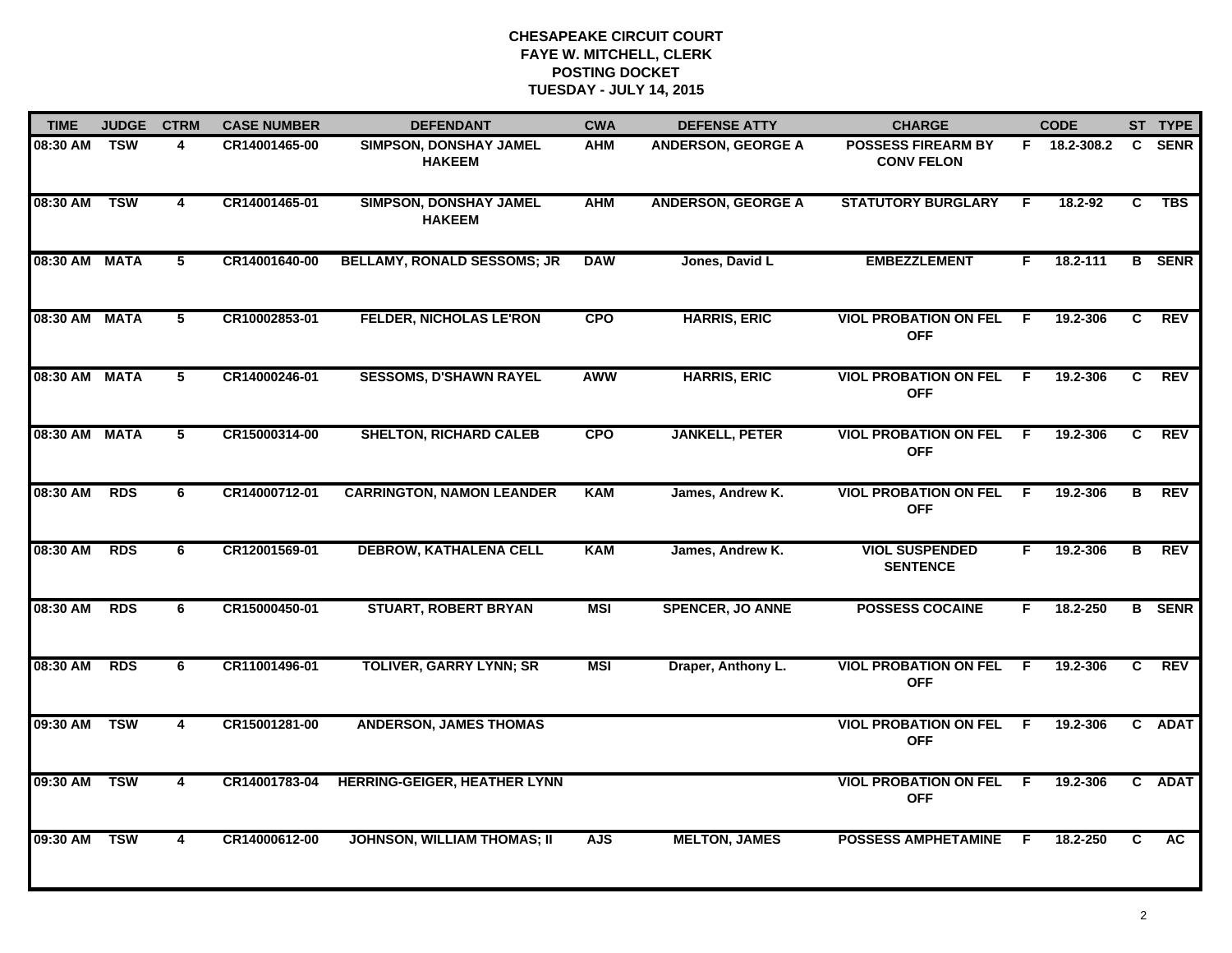**CHESAPEAKE CIRCUIT COURT**
**FAYE W. MITCHELL, CLERK**
**POSTING DOCKET**
**TUESDAY - JULY 14, 2015**

| TIME | JUDGE | CTRM | CASE NUMBER | DEFENDANT | CWA | DEFENSE ATTY | CHARGE | | CODE | ST | TYPE |
|---|---|---|---|---|---|---|---|---|---|---|---|
| 08:30 AM | TSW | 4 | CR14001465-00 | SIMPSON, DONSHAY JAMEL HAKEEM | AHM | ANDERSON, GEORGE A | POSSESS FIREARM BY CONV FELON | F | 18.2-308.2 | C | SENR |
| 08:30 AM | TSW | 4 | CR14001465-01 | SIMPSON, DONSHAY JAMEL HAKEEM | AHM | ANDERSON, GEORGE A | STATUTORY BURGLARY | F | 18.2-92 | C | TBS |
| 08:30 AM | MATA | 5 | CR14001640-00 | BELLAMY, RONALD SESSOMS; JR | DAW | Jones, David L | EMBEZZLEMENT | F | 18.2-111 | B | SENR |
| 08:30 AM | MATA | 5 | CR10002853-01 | FELDER, NICHOLAS LE'RON | CPO | HARRIS, ERIC | VIOL PROBATION ON FEL OFF | F | 19.2-306 | C | REV |
| 08:30 AM | MATA | 5 | CR14000246-01 | SESSOMS, D'SHAWN RAYEL | AWW | HARRIS, ERIC | VIOL PROBATION ON FEL OFF | F | 19.2-306 | C | REV |
| 08:30 AM | MATA | 5 | CR15000314-00 | SHELTON, RICHARD CALEB | CPO | JANKELL, PETER | VIOL PROBATION ON FEL OFF | F | 19.2-306 | C | REV |
| 08:30 AM | RDS | 6 | CR14000712-01 | CARRINGTON, NAMON LEANDER | KAM | James, Andrew K. | VIOL PROBATION ON FEL OFF | F | 19.2-306 | B | REV |
| 08:30 AM | RDS | 6 | CR12001569-01 | DEBROW, KATHALENA CELL | KAM | James, Andrew K. | VIOL SUSPENDED SENTENCE | F | 19.2-306 | B | REV |
| 08:30 AM | RDS | 6 | CR15000450-01 | STUART, ROBERT BRYAN | MSI | SPENCER, JO ANNE | POSSESS COCAINE | F | 18.2-250 | B | SENR |
| 08:30 AM | RDS | 6 | CR11001496-01 | TOLIVER, GARRY LYNN; SR | MSI | Draper, Anthony L. | VIOL PROBATION ON FEL OFF | F | 19.2-306 | C | REV |
| 09:30 AM | TSW | 4 | CR15001281-00 | ANDERSON, JAMES THOMAS | | | VIOL PROBATION ON FEL OFF | F | 19.2-306 | C | ADAT |
| 09:30 AM | TSW | 4 | CR14001783-04 | HERRING-GEIGER, HEATHER LYNN | | | VIOL PROBATION ON FEL OFF | F | 19.2-306 | C | ADAT |
| 09:30 AM | TSW | 4 | CR14000612-00 | JOHNSON, WILLIAM THOMAS; II | AJS | MELTON, JAMES | POSSESS AMPHETAMINE | F | 18.2-250 | C | AC |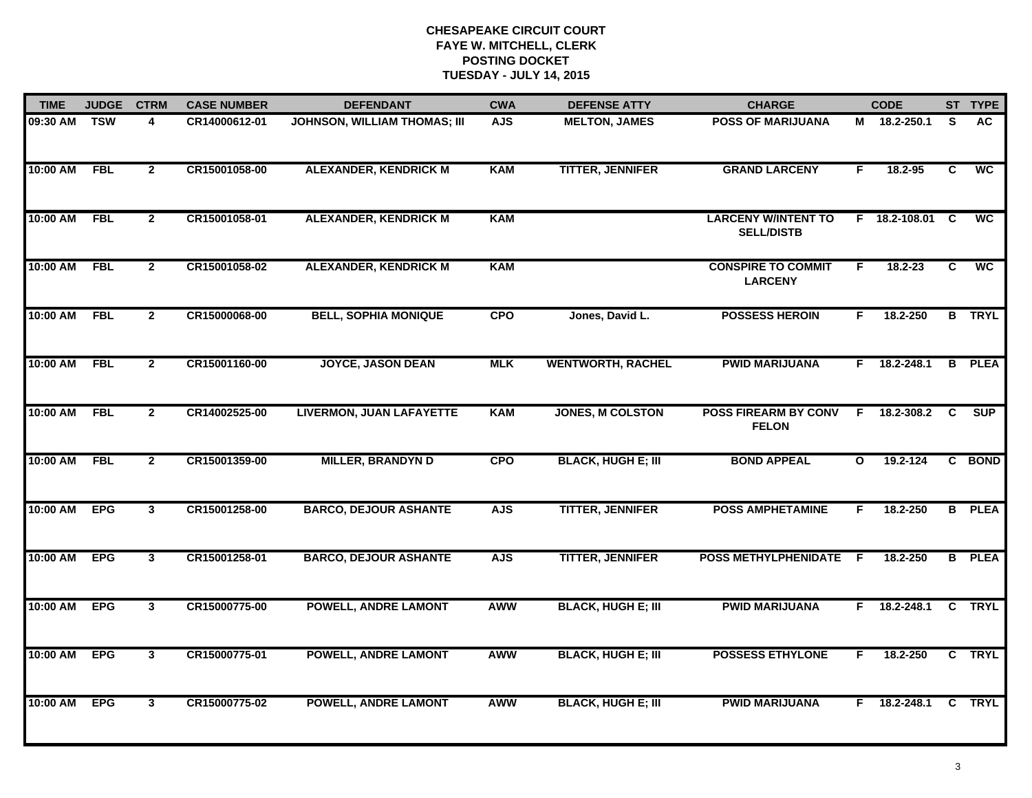# CHESAPEAKE CIRCUIT COURT
## FAYE W. MITCHELL, CLERK
## POSTING DOCKET
## TUESDAY - JULY 14, 2015

| TIME | JUDGE | CTRM | CASE NUMBER | DEFENDANT | CWA | DEFENSE ATTY | CHARGE | | CODE | ST | TYPE |
|---|---|---|---|---|---|---|---|---|---|---|---|
| 09:30 AM | TSW | 4 | CR14000612-01 | JOHNSON, WILLIAM THOMAS; III | AJS | MELTON, JAMES | POSS OF MARIJUANA | M | 18.2-250.1 | S | AC |
| 10:00 AM | FBL | 2 | CR15001058-00 | ALEXANDER, KENDRICK M | KAM | TITTER, JENNIFER | GRAND LARCENY | F | 18.2-95 | C | WC |
| 10:00 AM | FBL | 2 | CR15001058-01 | ALEXANDER, KENDRICK M | KAM | | LARCENY W/INTENT TO SELL/DISTB | F | 18.2-108.01 | C | WC |
| 10:00 AM | FBL | 2 | CR15001058-02 | ALEXANDER, KENDRICK M | KAM | | CONSPIRE TO COMMIT LARCENY | F | 18.2-23 | C | WC |
| 10:00 AM | FBL | 2 | CR15000068-00 | BELL, SOPHIA MONIQUE | CPO | Jones, David L. | POSSESS HEROIN | F | 18.2-250 | B | TRYL |
| 10:00 AM | FBL | 2 | CR15001160-00 | JOYCE, JASON DEAN | MLK | WENTWORTH, RACHEL | PWID MARIJUANA | F | 18.2-248.1 | B | PLEA |
| 10:00 AM | FBL | 2 | CR14002525-00 | LIVERMON, JUAN LAFAYETTE | KAM | JONES, M COLSTON | POSS FIREARM BY CONV FELON | F | 18.2-308.2 | C | SUP |
| 10:00 AM | FBL | 2 | CR15001359-00 | MILLER, BRANDYN D | CPO | BLACK, HUGH E; III | BOND APPEAL | O | 19.2-124 | C | BOND |
| 10:00 AM | EPG | 3 | CR15001258-00 | BARCO, DEJOUR ASHANTE | AJS | TITTER, JENNIFER | POSS AMPHETAMINE | F | 18.2-250 | B | PLEA |
| 10:00 AM | EPG | 3 | CR15001258-01 | BARCO, DEJOUR ASHANTE | AJS | TITTER, JENNIFER | POSS METHYLPHENIDATE | F | 18.2-250 | B | PLEA |
| 10:00 AM | EPG | 3 | CR15000775-00 | POWELL, ANDRE LAMONT | AWW | BLACK, HUGH E; III | PWID MARIJUANA | F | 18.2-248.1 | C | TRYL |
| 10:00 AM | EPG | 3 | CR15000775-01 | POWELL, ANDRE LAMONT | AWW | BLACK, HUGH E; III | POSSESS ETHYLONE | F | 18.2-250 | C | TRYL |
| 10:00 AM | EPG | 3 | CR15000775-02 | POWELL, ANDRE LAMONT | AWW | BLACK, HUGH E; III | PWID MARIJUANA | F | 18.2-248.1 | C | TRYL |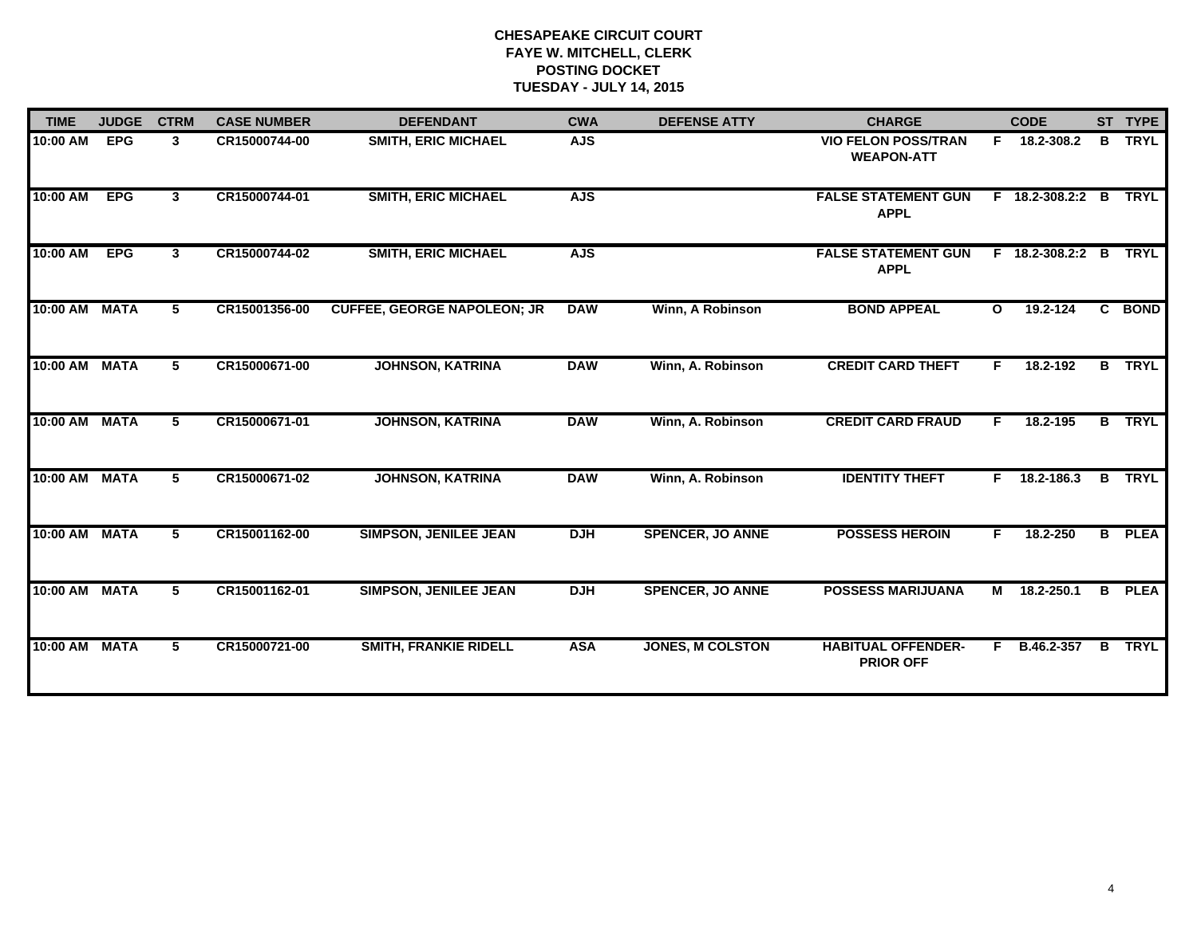**CHESAPEAKE CIRCUIT COURT**
**FAYE W. MITCHELL, CLERK**
**POSTING DOCKET**
**TUESDAY - JULY 14, 2015**

| TIME | JUDGE | CTRM | CASE NUMBER | DEFENDANT | CWA | DEFENSE ATTY | CHARGE | | CODE | ST | TYPE |
|---|---|---|---|---|---|---|---|---|---|---|---|
| 10:00 AM | EPG | 3 | CR15000744-00 | SMITH, ERIC MICHAEL | AJS | | VIO FELON POSS/TRAN WEAPON-ATT | F | 18.2-308.2 | B | TRYL |
| 10:00 AM | EPG | 3 | CR15000744-01 | SMITH, ERIC MICHAEL | AJS | | FALSE STATEMENT GUN APPL | F | 18.2-308.2:2 | B | TRYL |
| 10:00 AM | EPG | 3 | CR15000744-02 | SMITH, ERIC MICHAEL | AJS | | FALSE STATEMENT GUN APPL | F | 18.2-308.2:2 | B | TRYL |
| 10:00 AM | MATA | 5 | CR15001356-00 | CUFFEE, GEORGE NAPOLEON; JR | DAW | Winn, A Robinson | BOND APPEAL | O | 19.2-124 | C | BOND |
| 10:00 AM | MATA | 5 | CR15000671-00 | JOHNSON, KATRINA | DAW | Winn, A. Robinson | CREDIT CARD THEFT | F | 18.2-192 | B | TRYL |
| 10:00 AM | MATA | 5 | CR15000671-01 | JOHNSON, KATRINA | DAW | Winn, A. Robinson | CREDIT CARD FRAUD | F | 18.2-195 | B | TRYL |
| 10:00 AM | MATA | 5 | CR15000671-02 | JOHNSON, KATRINA | DAW | Winn, A. Robinson | IDENTITY THEFT | F | 18.2-186.3 | B | TRYL |
| 10:00 AM | MATA | 5 | CR15001162-00 | SIMPSON, JENILEE JEAN | DJH | SPENCER, JO ANNE | POSSESS HEROIN | F | 18.2-250 | B | PLEA |
| 10:00 AM | MATA | 5 | CR15001162-01 | SIMPSON, JENILEE JEAN | DJH | SPENCER, JO ANNE | POSSESS MARIJUANA | M | 18.2-250.1 | B | PLEA |
| 10:00 AM | MATA | 5 | CR15000721-00 | SMITH, FRANKIE RIDELL | ASA | JONES, M COLSTON | HABITUAL OFFENDER-PRIOR OFF | F | B.46.2-357 | B | TRYL |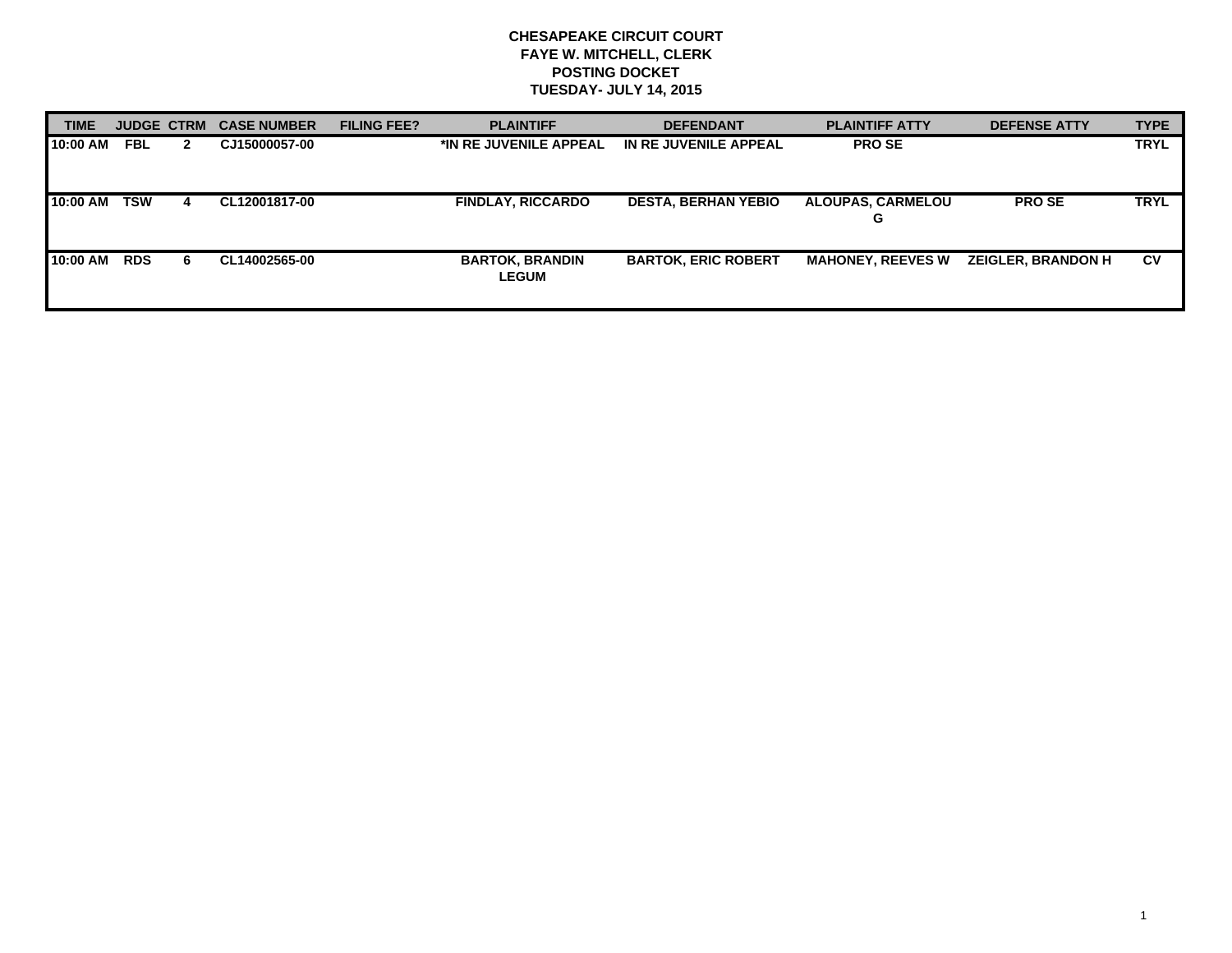**CHESAPEAKE CIRCUIT COURT**
**FAYE W. MITCHELL, CLERK**
**POSTING DOCKET**
**TUESDAY- JULY 14, 2015**

| TIME | JUDGE | CTRM | CASE NUMBER | FILING FEE? | PLAINTIFF | DEFENDANT | PLAINTIFF ATTY | DEFENSE ATTY | TYPE |
|---|---|---|---|---|---|---|---|---|---|
| 10:00 AM | FBL | 2 | CJ15000057-00 | | *IN RE JUVENILE APPEAL | IN RE JUVENILE APPEAL | PRO SE | | TRYL |
| 10:00 AM | TSW | 4 | CL12001817-00 | | FINDLAY, RICCARDO | DESTA, BERHAN YEBIO | ALOUPAS, CARMELOU G | PRO SE | TRYL |
| 10:00 AM | RDS | 6 | CL14002565-00 | | BARTOK, BRANDIN LEGUM | BARTOK, ERIC ROBERT | MAHONEY, REEVES W | ZEIGLER, BRANDON H | CV |